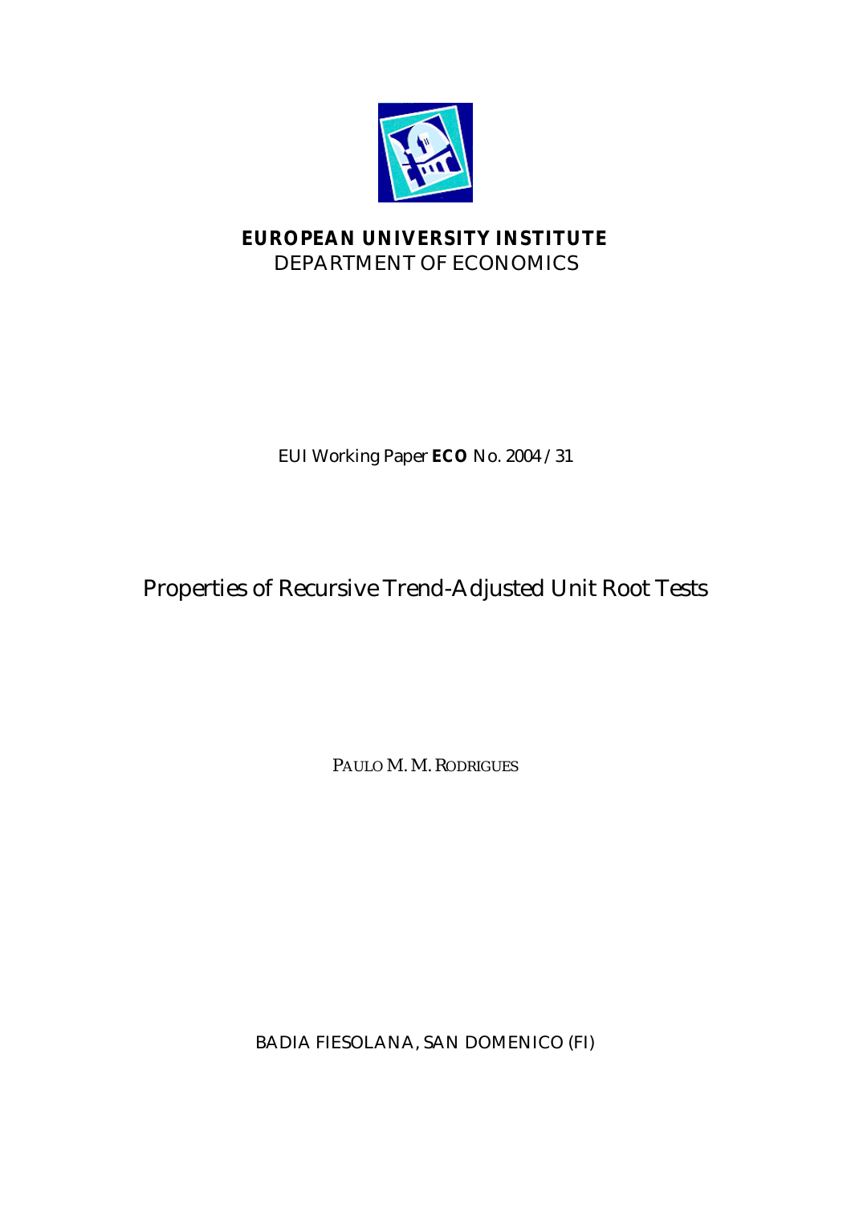**EUROPEAN UNIVERSITY INSTITUTE**
DEPARTMENT OF ECONOMICS

EUI Working Paper **ECO** No. 2004 /31

# Properties of Recursive Trend-Adjusted Unit Root Tests

PAULO M. M. RODRIGUES

BADIA FIESOLANA, SAN DOMENICO (FI)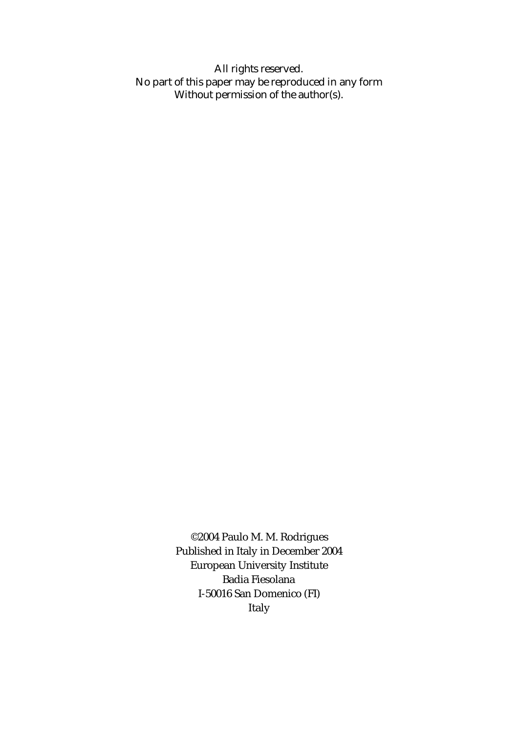All rights reserved.
No part of this paper may be reproduced in any form
Without permission of the author(s).

©2004 Paulo M. M. Rodrigues
Published in Italy in December 2004
European University Institute
Badia Fiesolana
I-50016 San Domenico (FI)
Italy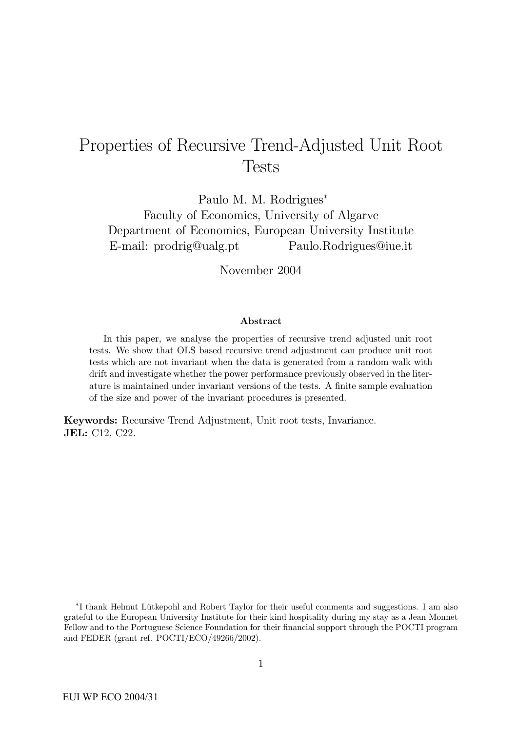# Properties of Recursive Trend-Adjusted Unit Root Tests

Paulo M. M. Rodrigues[*]
Faculty of Economics, University of Algarve
Department of Economics, European University Institute
E-mail: prodrig@ualg.pt Paulo.Rodrigues@iue.it

November 2004

### Abstract

In this paper, we analyse the properties of recursive trend adjusted unit root tests. We show that OLS based recursive trend adjustment can produce unit root tests which are not invariant when the data is generated from a random walk with drift and investigate whether the power performance previously observed in the literature is maintained under invariant versions of the tests. A finite sample evaluation of the size and power of the invariant procedures is presented.

**Keywords:** Recursive Trend Adjustment, Unit root tests, Invariance.
**JEL:** C12, C22.

---

[*] I thank Helmut Lütkepohl and Robert Taylor for their useful comments and suggestions. I am also grateful to the European University Institute for their kind hospitality during my stay as a Jean Monnet Fellow and to the Portuguese Science Foundation for their financial support through the POCTI program and FEDER (grant ref. POCTI/ECO/49266/2002).

EUI WP ECO 2004/31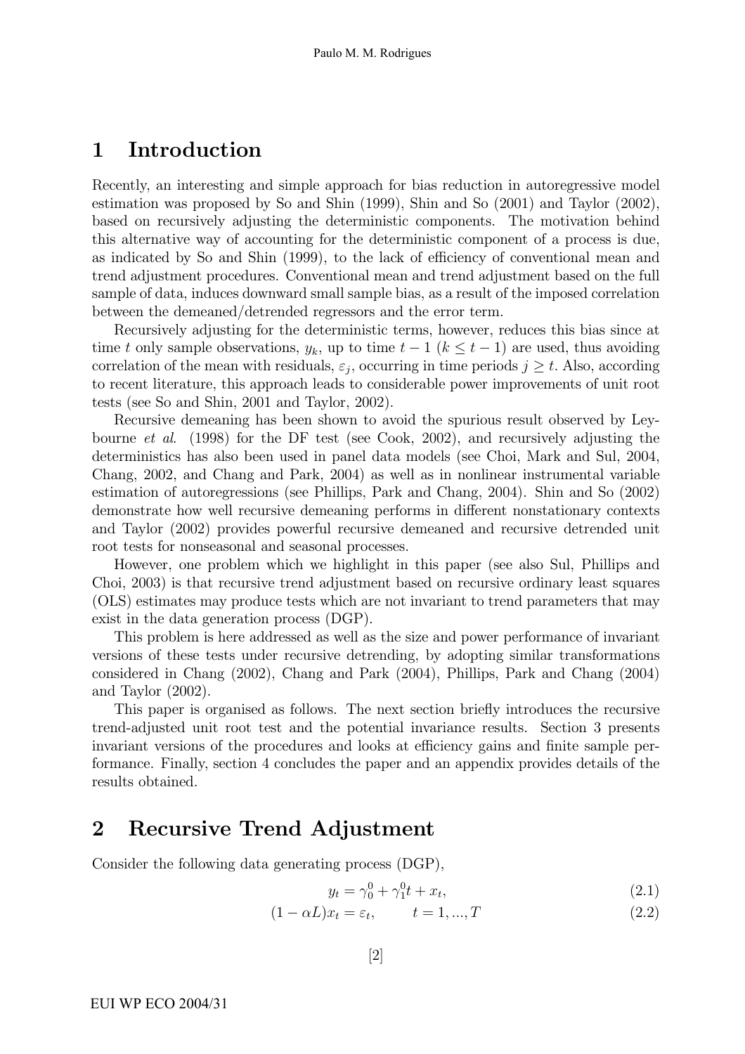# 1 Introduction

Recently, an interesting and simple approach for bias reduction in autoregressive model estimation was proposed by So and Shin (1999), Shin and So (2001) and Taylor (2002), based on recursively adjusting the deterministic components. The motivation behind this alternative way of accounting for the deterministic component of a process is due, as indicated by So and Shin (1999), to the lack of efficiency of conventional mean and trend adjustment procedures. Conventional mean and trend adjustment based on the full sample of data, induces downward small sample bias, as a result of the imposed correlation between the demeaned/detrended regressors and the error term.

Recursively adjusting for the deterministic terms, however, reduces this bias since at time $t$ only sample observations, $y_k$, up to time $t-1$ ($k \leq t-1$) are used, thus avoiding correlation of the mean with residuals, $\varepsilon_j$, occurring in time periods $j \geq t$. Also, according to recent literature, this approach leads to considerable power improvements of unit root tests (see So and Shin, 2001 and Taylor, 2002).

Recursive demeaning has been shown to avoid the spurious result observed by Leybourne *et al*. (1998) for the DF test (see Cook, 2002), and recursively adjusting the deterministics has also been used in panel data models (see Choi, Mark and Sul, 2004, Chang, 2002, and Chang and Park, 2004) as well as in nonlinear instrumental variable estimation of autoregressions (see Phillips, Park and Chang, 2004). Shin and So (2002) demonstrate how well recursive demeaning performs in different nonstationary contexts and Taylor (2002) provides powerful recursive demeaned and recursive detrended unit root tests for nonseasonal and seasonal processes.

However, one problem which we highlight in this paper (see also Sul, Phillips and Choi, 2003) is that recursive trend adjustment based on recursive ordinary least squares (OLS) estimates may produce tests which are not invariant to trend parameters that may exist in the data generation process (DGP).

This problem is here addressed as well as the size and power performance of invariant versions of these tests under recursive detrending, by adopting similar transformations considered in Chang (2002), Chang and Park (2004), Phillips, Park and Chang (2004) and Taylor (2002).

This paper is organised as follows. The next section briefly introduces the recursive trend-adjusted unit root test and the potential invariance results. Section 3 presents invariant versions of the procedures and looks at efficiency gains and finite sample performance. Finally, section 4 concludes the paper and an appendix provides details of the results obtained.

# 2 Recursive Trend Adjustment

Consider the following data generating process (DGP),

$$y_t = \gamma_0^0 + \gamma_1^0 t + x_t, \tag{2.1}$$

$$(1-\alpha L)x_t = \varepsilon_t, \qquad t = 1, ..., T \tag{2.2}$$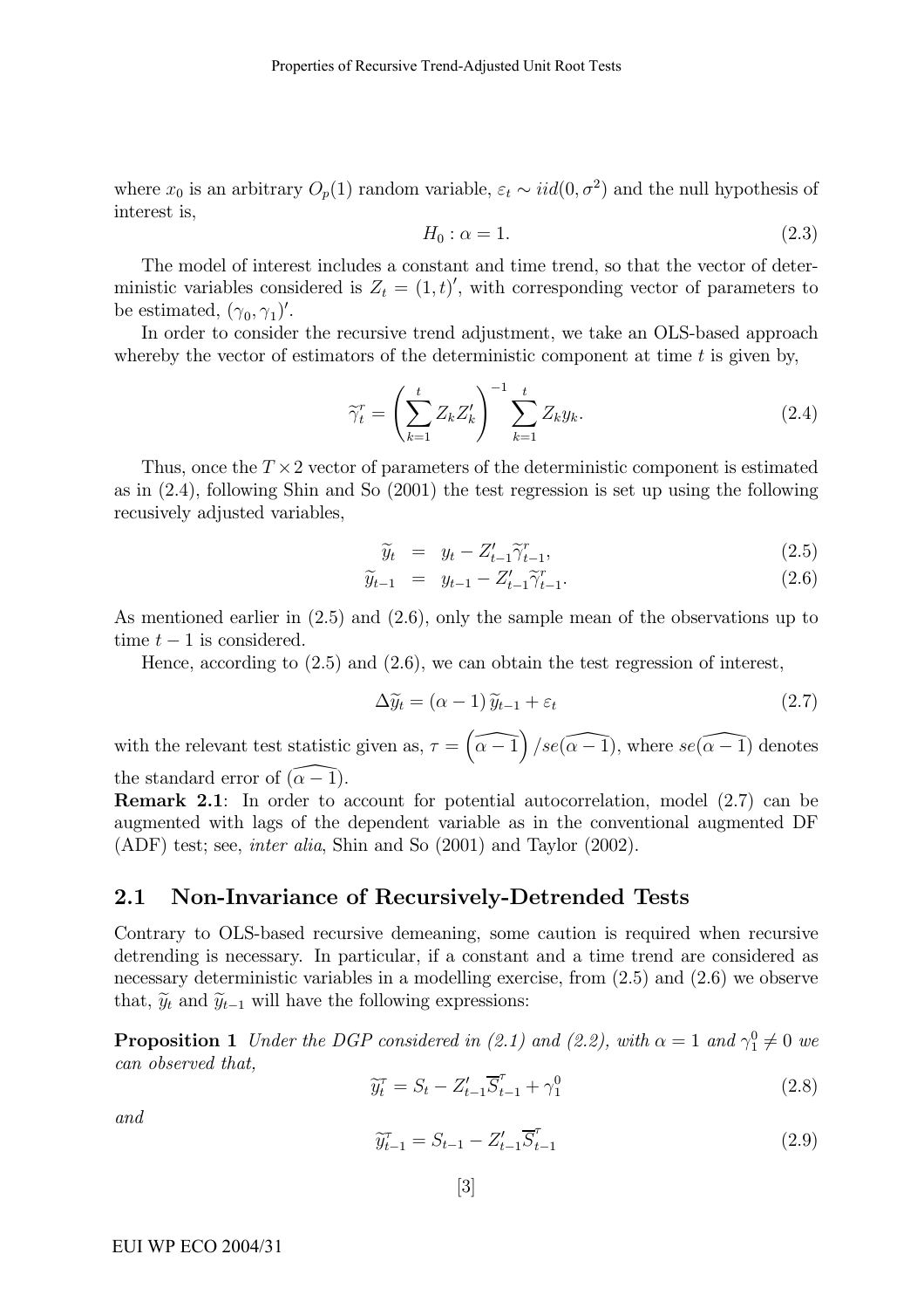where $x_0$ is an arbitrary $O_p(1)$ random variable, $\varepsilon_t \sim iid(0, \sigma^2)$ and the null hypothesis of interest is,

$$H_0 : \alpha = 1. \tag{2.3}$$

The model of interest includes a constant and time trend, so that the vector of deterministic variables considered is $Z_t = (1, t)'$, with corresponding vector of parameters to be estimated, $(\gamma_0, \gamma_1)'$.

In order to consider the recursive trend adjustment, we take an OLS-based approach whereby the vector of estimators of the deterministic component at time $t$ is given by,

$$\widetilde{\gamma}_t^{\tau} = \left( \sum_{k=1}^{t} Z_k Z_k' \right)^{-1} \sum_{k=1}^{t} Z_k y_k. \tag{2.4}$$

Thus, once the $T \times 2$ vector of parameters of the deterministic component is estimated as in (2.4), following Shin and So (2001) the test regression is set up using the following recusively adjusted variables,

$$\widetilde{y}_t = y_t - Z_{t-1}' \widetilde{\gamma}_{t-1}^{\tau}, \tag{2.5}$$

$$\widetilde{y}_{t-1} = y_{t-1} - Z_{t-1}' \widetilde{\gamma}_{t-1}^{\tau}. \tag{2.6}$$

As mentioned earlier in (2.5) and (2.6), only the sample mean of the observations up to time $t - 1$ is considered.

Hence, according to (2.5) and (2.6), we can obtain the test regression of interest,

$$\Delta \widetilde{y}_t = (\alpha - 1) \widetilde{y}_{t-1} + \varepsilon_t \tag{2.7}$$

with the relevant test statistic given as, $\tau = \left( \widehat{\alpha - 1} \right) / se(\widehat{\alpha - 1})$, where $se(\widehat{\alpha - 1})$ denotes the standard error of $(\widehat{\alpha - 1})$.

**Remark 2.1**: In order to account for potential autocorrelation, model (2.7) can be augmented with lags of the dependent variable as in the conventional augmented DF (ADF) test; see, *inter alia*, Shin and So (2001) and Taylor (2002).

## 2.1 Non-Invariance of Recursively-Detrended Tests

Contrary to OLS-based recursive demeaning, some caution is required when recursive detrending is necessary. In particular, if a constant and a time trend are considered as necessary deterministic variables in a modelling exercise, from (2.5) and (2.6) we observe that, $\widetilde{y}_t$ and $\widetilde{y}_{t-1}$ will have the following expressions:

**Proposition 1** *Under the DGP considered in (2.1) and (2.2), with $\alpha = 1$ and $\gamma_1^0 \neq 0$ we can observed that,*

$$\widetilde{y}_t^{\tau} = S_t - Z_{t-1}' \overline{S}_{t-1}^{\tau} + \gamma_1^0 \tag{2.8}$$

*and*

$$\widetilde{y}_{t-1}^{\tau} = S_{t-1} - Z_{t-1}' \overline{S}_{t-1}^{\tau} \tag{2.9}$$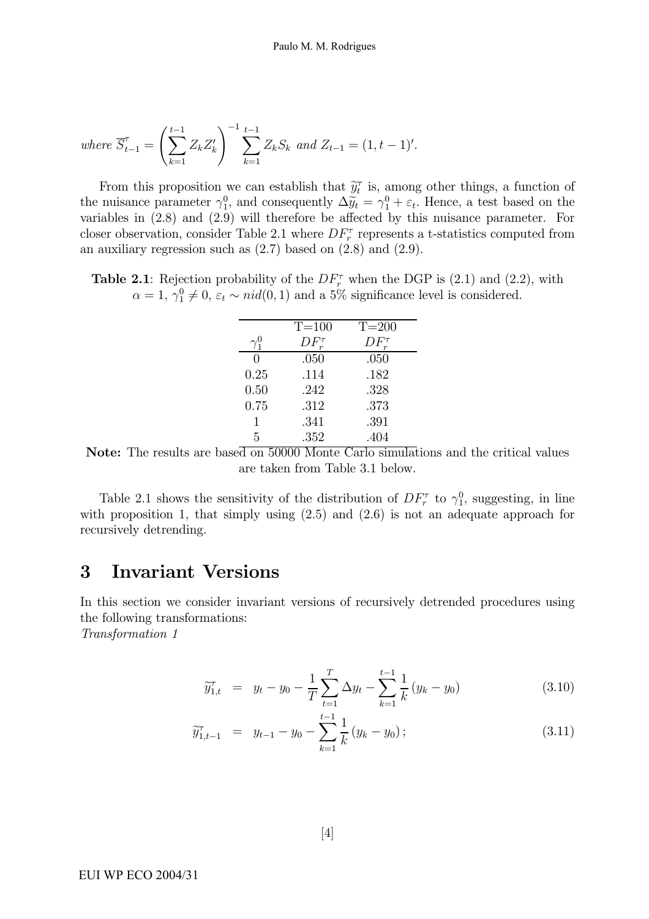*where* $\overline{S}^{\tau}_{t-1} = \left(\sum_{k=1}^{t-1} Z_k Z_k'\right)^{-1} \sum_{k=1}^{t-1} Z_k S_k$ *and* $Z_{t-1} = (1, t-1)'$.

From this proposition we can establish that $\widetilde{y}^{\tau}_t$ is, among other things, a function of the nuisance parameter $\gamma_1^0$, and consequently $\Delta\widetilde{y}_t = \gamma_1^0 + \varepsilon_t$. Hence, a test based on the variables in (2.8) and (2.9) will therefore be affected by this nuisance parameter. For closer observation, consider Table 2.1 where $DF^{\tau}_r$ represents a t-statistics computed from an auxiliary regression such as (2.7) based on (2.8) and (2.9).

**Table 2.1**: Rejection probability of the $DF^{\tau}_r$ when the DGP is (2.1) and (2.2), with $\alpha = 1$, $\gamma_1^0 \neq 0$, $\varepsilon_t \sim nid(0, 1)$ and a 5% significance level is considered.

| | T=100 | T=200 |
|---|---|---|
| $\gamma_1^0$ | $DF^{\tau}_r$ | $DF^{\tau}_r$ |
| 0 | .050 | .050 |
| 0.25 | .114 | .182 |
| 0.50 | .242 | .328 |
| 0.75 | .312 | .373 |
| 1 | .341 | .391 |
| 5 | .352 | .404 |

**Note:** The results are based on 50000 Monte Carlo simulations and the critical values are taken from Table 3.1 below.

Table 2.1 shows the sensitivity of the distribution of $DF^{\tau}_r$ to $\gamma_1^0$, suggesting, in line with proposition 1, that simply using (2.5) and (2.6) is not an adequate approach for recursively detrending.

# 3 Invariant Versions

In this section we consider invariant versions of recursively detrended procedures using the following transformations:

*Transformation 1*

$$\widetilde{y}^{\tau}_{1,t} = y_t - y_0 - \frac{1}{T}\sum_{t=1}^{T}\Delta y_t - \sum_{k=1}^{t-1}\frac{1}{k}(y_k - y_0) \tag{3.10}$$

$$\widetilde{y}^{\tau}_{1,t-1} = y_{t-1} - y_0 - \sum_{k=1}^{t-1}\frac{1}{k}(y_k - y_0); \tag{3.11}$$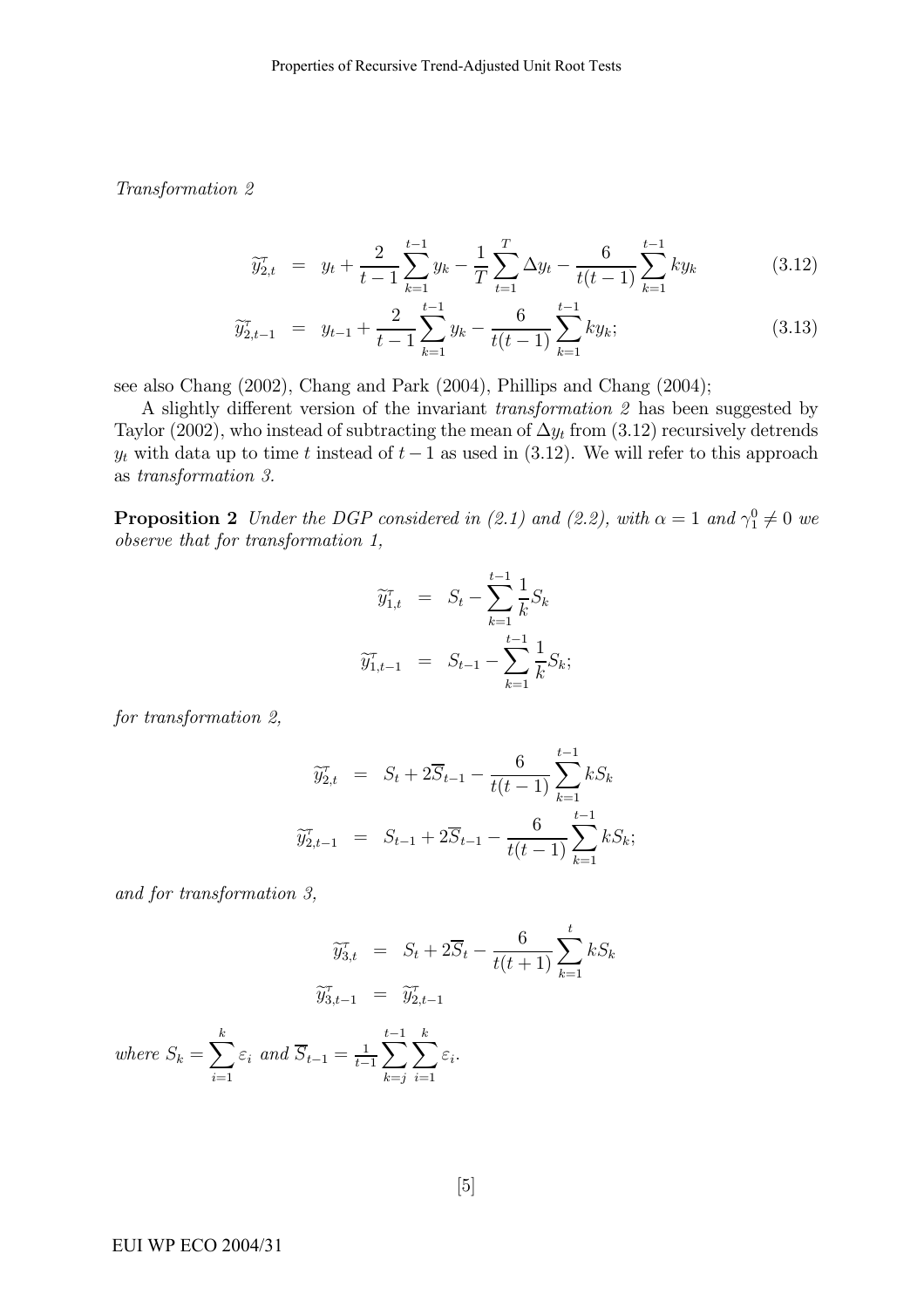*Transformation 2*

$$\widetilde{y}^{\tau}_{2,t} = y_t + \frac{2}{t-1}\sum_{k=1}^{t-1} y_k - \frac{1}{T}\sum_{t=1}^{T}\Delta y_t - \frac{6}{t(t-1)}\sum_{k=1}^{t-1} k y_k \tag{3.12}$$

$$\widetilde{y}^{\tau}_{2,t-1} = y_{t-1} + \frac{2}{t-1}\sum_{k=1}^{t-1} y_k - \frac{6}{t(t-1)}\sum_{k=1}^{t-1} k y_k; \tag{3.13}$$

see also Chang (2002), Chang and Park (2004), Phillips and Chang (2004);

A slightly different version of the invariant *transformation 2* has been suggested by Taylor (2002), who instead of subtracting the mean of $\Delta y_t$ from (3.12) recursively detrends $y_t$ with data up to time $t$ instead of $t-1$ as used in (3.12). We will refer to this approach as *transformation 3.*

**Proposition 2** *Under the DGP considered in (2.1) and (2.2), with $\alpha = 1$ and $\gamma_1^0 \neq 0$ we observe that for transformation 1,*

$$\widetilde{y}^{\tau}_{1,t} = S_t - \sum_{k=1}^{t-1}\frac{1}{k}S_k$$

$$\widetilde{y}^{\tau}_{1,t-1} = S_{t-1} - \sum_{k=1}^{t-1}\frac{1}{k}S_k;$$

*for transformation 2,*

$$\widetilde{y}^{\tau}_{2,t} = S_t + 2\overline{S}_{t-1} - \frac{6}{t(t-1)}\sum_{k=1}^{t-1} k S_k$$

$$\widetilde{y}^{\tau}_{2,t-1} = S_{t-1} + 2\overline{S}_{t-1} - \frac{6}{t(t-1)}\sum_{k=1}^{t-1} k S_k;$$

*and for transformation 3,*

$$\widetilde{y}^{\tau}_{3,t} = S_t + 2\overline{S}_t - \frac{6}{t(t+1)}\sum_{k=1}^{t} k S_k$$

$$\widetilde{y}^{\tau}_{3,t-1} = \widetilde{y}^{\tau}_{2,t-1}$$

*where* $S_k = \sum_{i=1}^{k}\varepsilon_i$ *and* $\overline{S}_{t-1} = \frac{1}{t-1}\sum_{k=j}^{t-1}\sum_{i=1}^{k}\varepsilon_i$.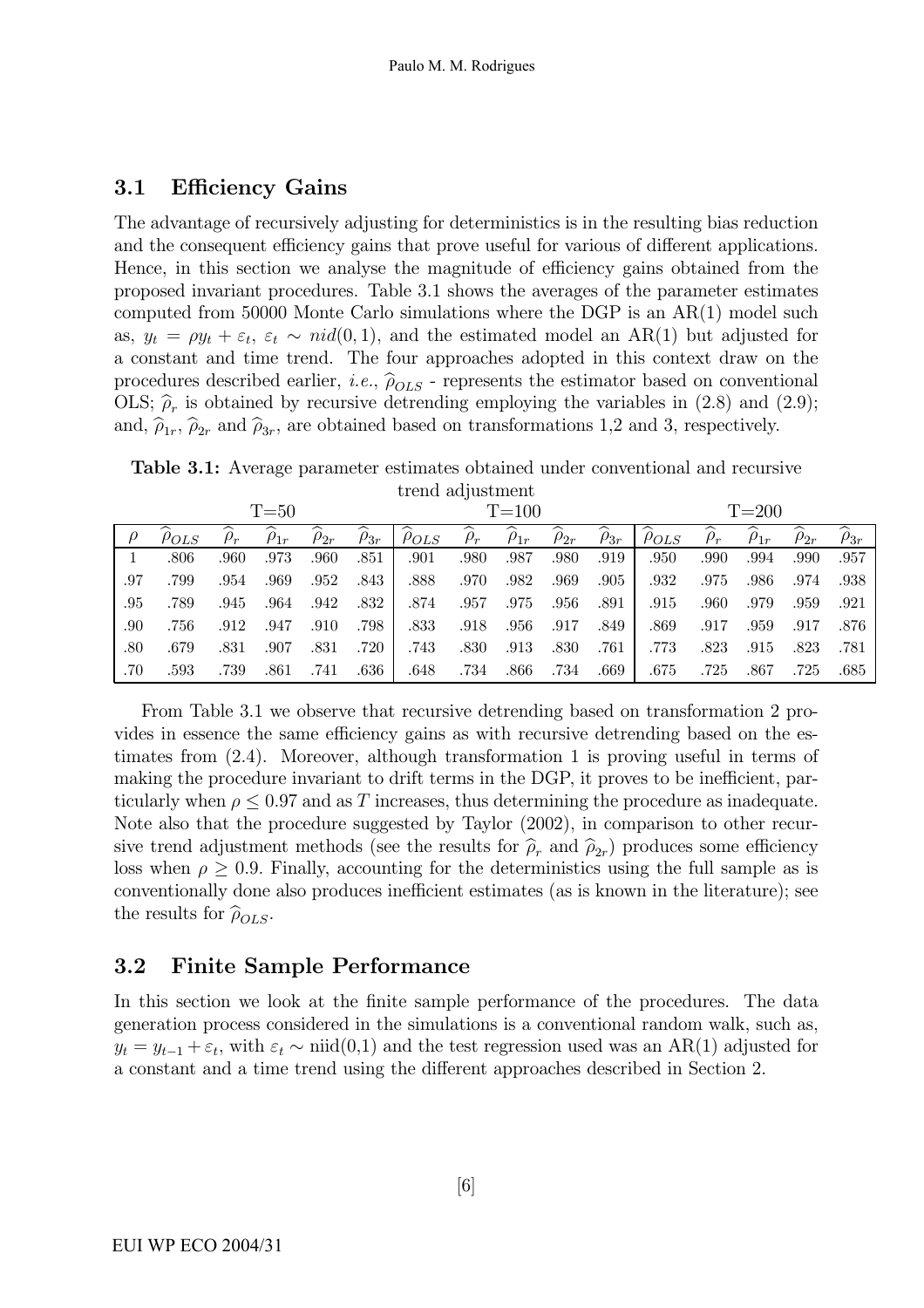### 3.1 Efficiency Gains

The advantage of recursively adjusting for deterministics is in the resulting bias reduction and the consequent efficiency gains that prove useful for various of different applications. Hence, in this section we analyse the magnitude of efficiency gains obtained from the proposed invariant procedures. Table 3.1 shows the averages of the parameter estimates computed from 50000 Monte Carlo simulations where the DGP is an AR(1) model such as, $y_t = \rho y_t + \varepsilon_t$, $\varepsilon_t \sim nid(0, 1)$, and the estimated model an AR(1) but adjusted for a constant and time trend. The four approaches adopted in this context draw on the procedures described earlier, *i.e.*, $\widehat{\rho}_{OLS}$ - represents the estimator based on conventional OLS; $\widehat{\rho}_r$ is obtained by recursive detrending employing the variables in (2.8) and (2.9); and, $\widehat{\rho}_{1r}$, $\widehat{\rho}_{2r}$ and $\widehat{\rho}_{3r}$, are obtained based on transformations 1,2 and 3, respectively.

**Table 3.1:** Average parameter estimates obtained under conventional and recursive trend adjustment

| | T=50 | | | | | T=100 | | | | | T=200 | | | | |
|---|---|---|---|---|---|---|---|---|---|---|---|---|---|---|---|
| $\rho$ | $\widehat{\rho}_{OLS}$ | $\widehat{\rho}_r$ | $\widehat{\rho}_{1r}$ | $\widehat{\rho}_{2r}$ | $\widehat{\rho}_{3r}$ | $\widehat{\rho}_{OLS}$ | $\widehat{\rho}_r$ | $\widehat{\rho}_{1r}$ | $\widehat{\rho}_{2r}$ | $\widehat{\rho}_{3r}$ | $\widehat{\rho}_{OLS}$ | $\widehat{\rho}_r$ | $\widehat{\rho}_{1r}$ | $\widehat{\rho}_{2r}$ | $\widehat{\rho}_{3r}$ |
| 1 | .806 | .960 | .973 | .960 | .851 | .901 | .980 | .987 | .980 | .919 | .950 | .990 | .994 | .990 | .957 |
| .97 | .799 | .954 | .969 | .952 | .843 | .888 | .970 | .982 | .969 | .905 | .932 | .975 | .986 | .974 | .938 |
| .95 | .789 | .945 | .964 | .942 | .832 | .874 | .957 | .975 | .956 | .891 | .915 | .960 | .979 | .959 | .921 |
| .90 | .756 | .912 | .947 | .910 | .798 | .833 | .918 | .956 | .917 | .849 | .869 | .917 | .959 | .917 | .876 |
| .80 | .679 | .831 | .907 | .831 | .720 | .743 | .830 | .913 | .830 | .761 | .773 | .823 | .915 | .823 | .781 |
| .70 | .593 | .739 | .861 | .741 | .636 | .648 | .734 | .866 | .734 | .669 | .675 | .725 | .867 | .725 | .685 |

From Table 3.1 we observe that recursive detrending based on transformation 2 provides in essence the same efficiency gains as with recursive detrending based on the estimates from (2.4). Moreover, although transformation 1 is proving useful in terms of making the procedure invariant to drift terms in the DGP, it proves to be inefficient, particularly when $\rho \leq 0.97$ and as $T$ increases, thus determining the procedure as inadequate. Note also that the procedure suggested by Taylor (2002), in comparison to other recursive trend adjustment methods (see the results for $\widehat{\rho}_r$ and $\widehat{\rho}_{2r}$) produces some efficiency loss when $\rho \geq 0.9$. Finally, accounting for the deterministics using the full sample as is conventionally done also produces inefficient estimates (as is known in the literature); see the results for $\widehat{\rho}_{OLS}$.

### 3.2 Finite Sample Performance

In this section we look at the finite sample performance of the procedures. The data generation process considered in the simulations is a conventional random walk, such as, $y_t = y_{t-1} + \varepsilon_t$, with $\varepsilon_t \sim \text{niid}(0,1)$ and the test regression used was an AR(1) adjusted for a constant and a time trend using the different approaches described in Section 2.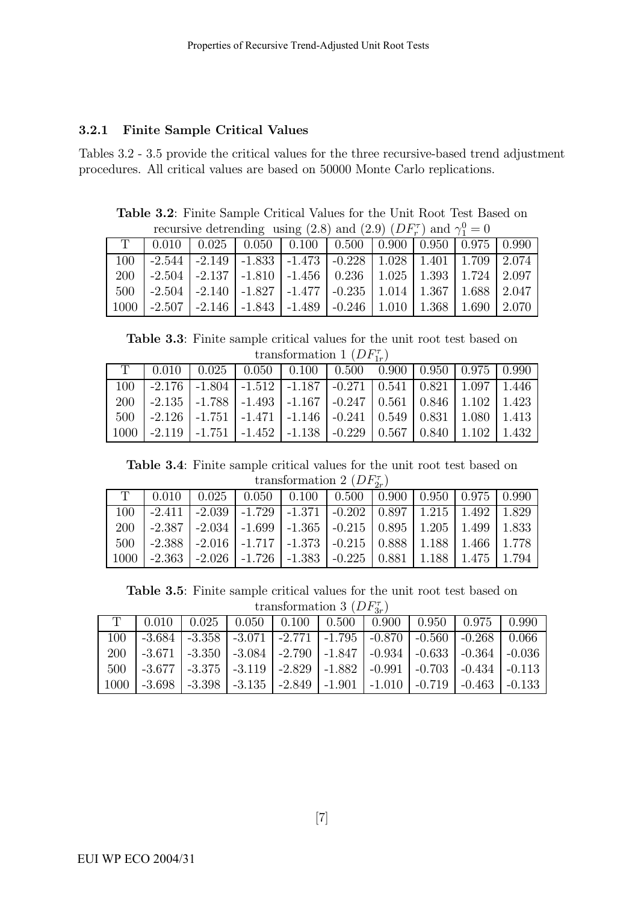### 3.2.1 Finite Sample Critical Values

Tables 3.2 - 3.5 provide the critical values for the three recursive-based trend adjustment procedures. All critical values are based on 50000 Monte Carlo replications.

**Table 3.2**: Finite Sample Critical Values for the Unit Root Test Based on recursive detrending using (2.8) and (2.9) ($DF_r^\tau$) and $\gamma_1^0 = 0$

| T | 0.010 | 0.025 | 0.050 | 0.100 | 0.500 | 0.900 | 0.950 | 0.975 | 0.990 |
|---|---|---|---|---|---|---|---|---|---|
| 100 | -2.544 | -2.149 | -1.833 | -1.473 | -0.228 | 1.028 | 1.401 | 1.709 | 2.074 |
| 200 | -2.504 | -2.137 | -1.810 | -1.456 | 0.236 | 1.025 | 1.393 | 1.724 | 2.097 |
| 500 | -2.504 | -2.140 | -1.827 | -1.477 | -0.235 | 1.014 | 1.367 | 1.688 | 2.047 |
| 1000 | -2.507 | -2.146 | -1.843 | -1.489 | -0.246 | 1.010 | 1.368 | 1.690 | 2.070 |

**Table 3.3**: Finite sample critical values for the unit root test based on transformation 1 ($DF_{1r}^\tau$)

| T | 0.010 | 0.025 | 0.050 | 0.100 | 0.500 | 0.900 | 0.950 | 0.975 | 0.990 |
|---|---|---|---|---|---|---|---|---|---|
| 100 | -2.176 | -1.804 | -1.512 | -1.187 | -0.271 | 0.541 | 0.821 | 1.097 | 1.446 |
| 200 | -2.135 | -1.788 | -1.493 | -1.167 | -0.247 | 0.561 | 0.846 | 1.102 | 1.423 |
| 500 | -2.126 | -1.751 | -1.471 | -1.146 | -0.241 | 0.549 | 0.831 | 1.080 | 1.413 |
| 1000 | -2.119 | -1.751 | -1.452 | -1.138 | -0.229 | 0.567 | 0.840 | 1.102 | 1.432 |

**Table 3.4**: Finite sample critical values for the unit root test based on transformation 2 ($DF_{2r}^\tau$)

| T | 0.010 | 0.025 | 0.050 | 0.100 | 0.500 | 0.900 | 0.950 | 0.975 | 0.990 |
|---|---|---|---|---|---|---|---|---|---|
| 100 | -2.411 | -2.039 | -1.729 | -1.371 | -0.202 | 0.897 | 1.215 | 1.492 | 1.829 |
| 200 | -2.387 | -2.034 | -1.699 | -1.365 | -0.215 | 0.895 | 1.205 | 1.499 | 1.833 |
| 500 | -2.388 | -2.016 | -1.717 | -1.373 | -0.215 | 0.888 | 1.188 | 1.466 | 1.778 |
| 1000 | -2.363 | -2.026 | -1.726 | -1.383 | -0.225 | 0.881 | 1.188 | 1.475 | 1.794 |

**Table 3.5**: Finite sample critical values for the unit root test based on transformation 3 ($DF_{3r}^\tau$)

| T | 0.010 | 0.025 | 0.050 | 0.100 | 0.500 | 0.900 | 0.950 | 0.975 | 0.990 |
|---|---|---|---|---|---|---|---|---|---|
| 100 | -3.684 | -3.358 | -3.071 | -2.771 | -1.795 | -0.870 | -0.560 | -0.268 | 0.066 |
| 200 | -3.671 | -3.350 | -3.084 | -2.790 | -1.847 | -0.934 | -0.633 | -0.364 | -0.036 |
| 500 | -3.677 | -3.375 | -3.119 | -2.829 | -1.882 | -0.991 | -0.703 | -0.434 | -0.113 |
| 1000 | -3.698 | -3.398 | -3.135 | -2.849 | -1.901 | -1.010 | -0.719 | -0.463 | -0.133 |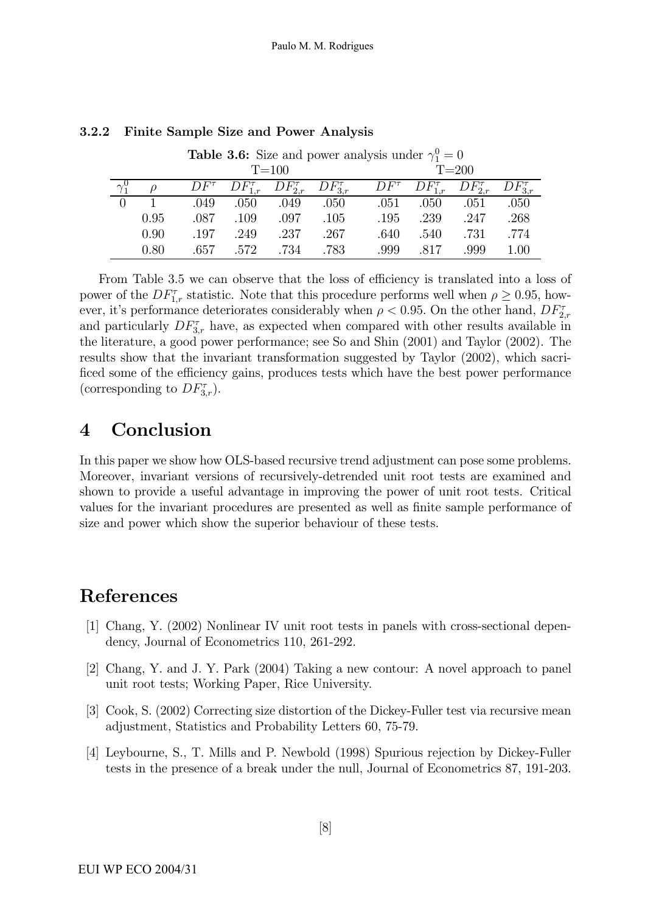### 3.2.2 Finite Sample Size and Power Analysis

**Table 3.6:** Size and power analysis under $\gamma_1^0 = 0$

| | | T=100 | | | | T=200 | | | |
|---|---|---|---|---|---|---|---|---|---|
| $\gamma_1^0$ | $\rho$ | $DF^{\tau}$ | $DF_{1,r}^{\tau}$ | $DF_{2,r}^{\tau}$ | $DF_{3,r}^{\tau}$ | $DF^{\tau}$ | $DF_{1,r}^{\tau}$ | $DF_{2,r}^{\tau}$ | $DF_{3,r}^{\tau}$ |
| 0 | 1 | .049 | .050 | .049 | .050 | .051 | .050 | .051 | .050 |
| | 0.95 | .087 | .109 | .097 | .105 | .195 | .239 | .247 | .268 |
| | 0.90 | .197 | .249 | .237 | .267 | .640 | .540 | .731 | .774 |
| | 0.80 | .657 | .572 | .734 | .783 | .999 | .817 | .999 | 1.00 |

From Table 3.5 we can observe that the loss of efficiency is translated into a loss of power of the $DF_{1,r}^{\tau}$ statistic. Note that this procedure performs well when $\rho \geq 0.95$, however, it's performance deteriorates considerably when $\rho < 0.95$. On the other hand, $DF_{2,r}^{\tau}$ and particularly $DF_{3,r}^{\tau}$ have, as expected when compared with other results available in the literature, a good power performance; see So and Shin (2001) and Taylor (2002). The results show that the invariant transformation suggested by Taylor (2002), which sacrificed some of the efficiency gains, produces tests which have the best power performance (corresponding to $DF_{3,r}^{\tau}$).

# 4 Conclusion

In this paper we show how OLS-based recursive trend adjustment can pose some problems. Moreover, invariant versions of recursively-detrended unit root tests are examined and shown to provide a useful advantage in improving the power of unit root tests. Critical values for the invariant procedures are presented as well as finite sample performance of size and power which show the superior behaviour of these tests.

# References

[1] Chang, Y. (2002) Nonlinear IV unit root tests in panels with cross-sectional dependency, Journal of Econometrics 110, 261-292.

[2] Chang, Y. and J. Y. Park (2004) Taking a new contour: A novel approach to panel unit root tests; Working Paper, Rice University.

[3] Cook, S. (2002) Correcting size distortion of the Dickey-Fuller test via recursive mean adjustment, Statistics and Probability Letters 60, 75-79.

[4] Leybourne, S., T. Mills and P. Newbold (1998) Spurious rejection by Dickey-Fuller tests in the presence of a break under the null, Journal of Econometrics 87, 191-203.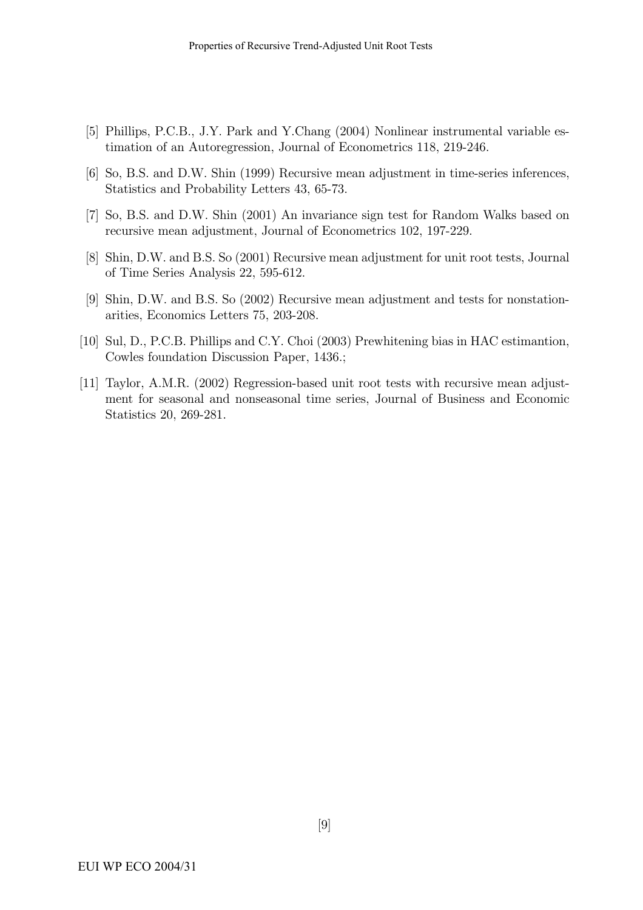[5] Phillips, P.C.B., J.Y. Park and Y.Chang (2004) Nonlinear instrumental variable estimation of an Autoregression, Journal of Econometrics 118, 219-246.

[6] So, B.S. and D.W. Shin (1999) Recursive mean adjustment in time-series inferences, Statistics and Probability Letters 43, 65-73.

[7] So, B.S. and D.W. Shin (2001) An invariance sign test for Random Walks based on recursive mean adjustment, Journal of Econometrics 102, 197-229.

[8] Shin, D.W. and B.S. So (2001) Recursive mean adjustment for unit root tests, Journal of Time Series Analysis 22, 595-612.

[9] Shin, D.W. and B.S. So (2002) Recursive mean adjustment and tests for nonstationarities, Economics Letters 75, 203-208.

[10] Sul, D., P.C.B. Phillips and C.Y. Choi (2003) Prewhitening bias in HAC estimantion, Cowles foundation Discussion Paper, 1436.;

[11] Taylor, A.M.R. (2002) Regression-based unit root tests with recursive mean adjustment for seasonal and nonseasonal time series, Journal of Business and Economic Statistics 20, 269-281.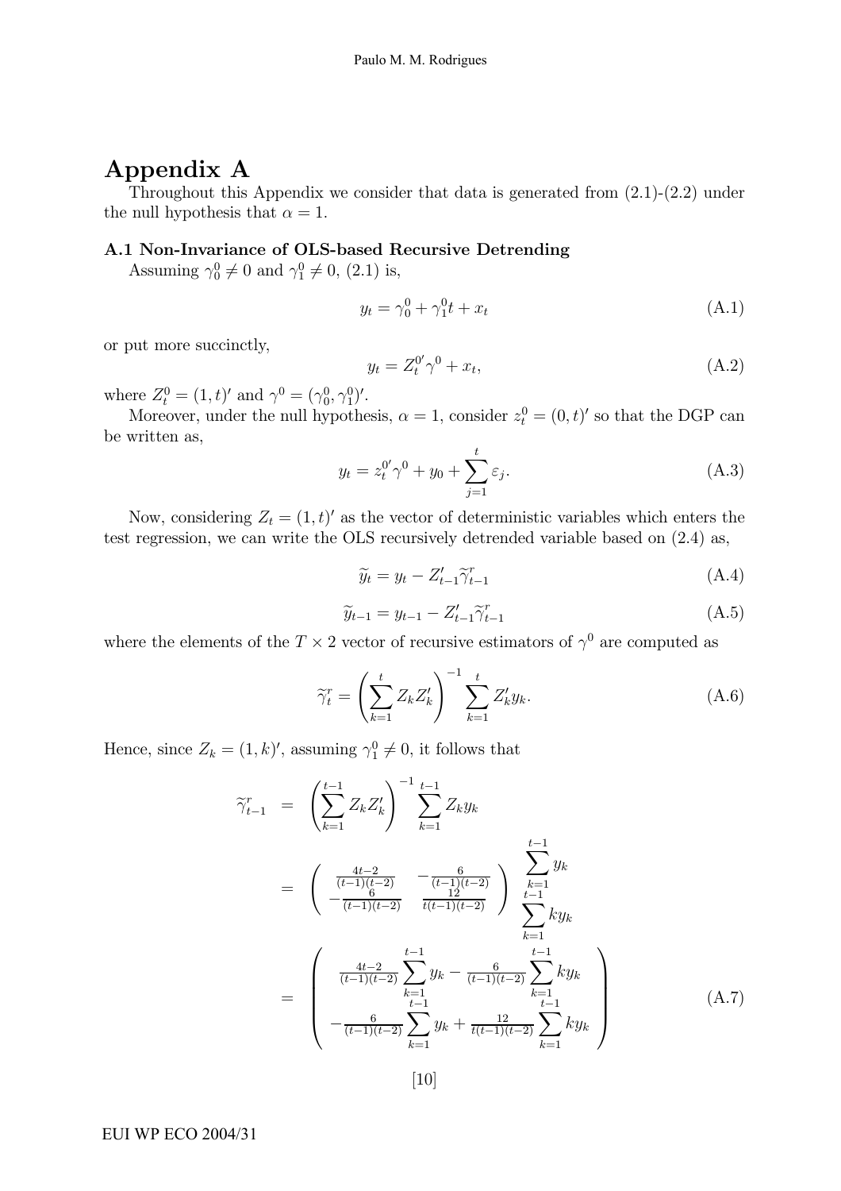# Appendix A

Throughout this Appendix we consider that data is generated from (2.1)-(2.2) under the null hypothesis that $\alpha = 1$.

### A.1 Non-Invariance of OLS-based Recursive Detrending

Assuming $\gamma_0^0 \neq 0$ and $\gamma_1^0 \neq 0$, (2.1) is,

$$y_t = \gamma_0^0 + \gamma_1^0 t + x_t \tag{A.1}$$

or put more succinctly,

$$y_t = Z_t^{0'} \gamma^0 + x_t, \tag{A.2}$$

where $Z_t^0 = (1, t)'$ and $\gamma^0 = (\gamma_0^0, \gamma_1^0)'$.

Moreover, under the null hypothesis, $\alpha = 1$, consider $z_t^0 = (0, t)'$ so that the DGP can be written as,

$$y_t = z_t^{0'} \gamma^0 + y_0 + \sum_{j=1}^{t} \varepsilon_j. \tag{A.3}$$

Now, considering $Z_t = (1, t)'$ as the vector of deterministic variables which enters the test regression, we can write the OLS recursively detrended variable based on (2.4) as,

$$\widetilde{y}_t = y_t - Z_{t-1}' \widetilde{\gamma}_{t-1}^r \tag{A.4}$$

$$\widetilde{y}_{t-1} = y_{t-1} - Z_{t-1}' \widetilde{\gamma}_{t-1}^r \tag{A.5}$$

where the elements of the $T \times 2$ vector of recursive estimators of $\gamma^0$ are computed as

$$\widetilde{\gamma}_t^r = \left( \sum_{k=1}^{t} Z_k Z_k' \right)^{-1} \sum_{k=1}^{t} Z_k' y_k. \tag{A.6}$$

Hence, since $Z_k = (1, k)'$, assuming $\gamma_1^0 \neq 0$, it follows that

$$\begin{aligned}
\widetilde{\gamma}_{t-1}^r &= \left( \sum_{k=1}^{t-1} Z_k Z_k' \right)^{-1} \sum_{k=1}^{t-1} Z_k y_k \\
&= \begin{pmatrix} \frac{4t-2}{(t-1)(t-2)} & -\frac{6}{(t-1)(t-2)} \\ -\frac{6}{(t-1)(t-2)} & \frac{12}{t(t-1)(t-2)} \end{pmatrix} \begin{pmatrix} \sum_{k=1}^{t-1} y_k \\ \sum_{k=1}^{t-1} k y_k \end{pmatrix} \\
&= \begin{pmatrix} \frac{4t-2}{(t-1)(t-2)} \sum_{k=1}^{t-1} y_k - \frac{6}{(t-1)(t-2)} \sum_{k=1}^{t-1} k y_k \\ -\frac{6}{(t-1)(t-2)} \sum_{k=1}^{t-1} y_k + \frac{12}{t(t-1)(t-2)} \sum_{k=1}^{t-1} k y_k \end{pmatrix}
\end{aligned} \tag{A.7}$$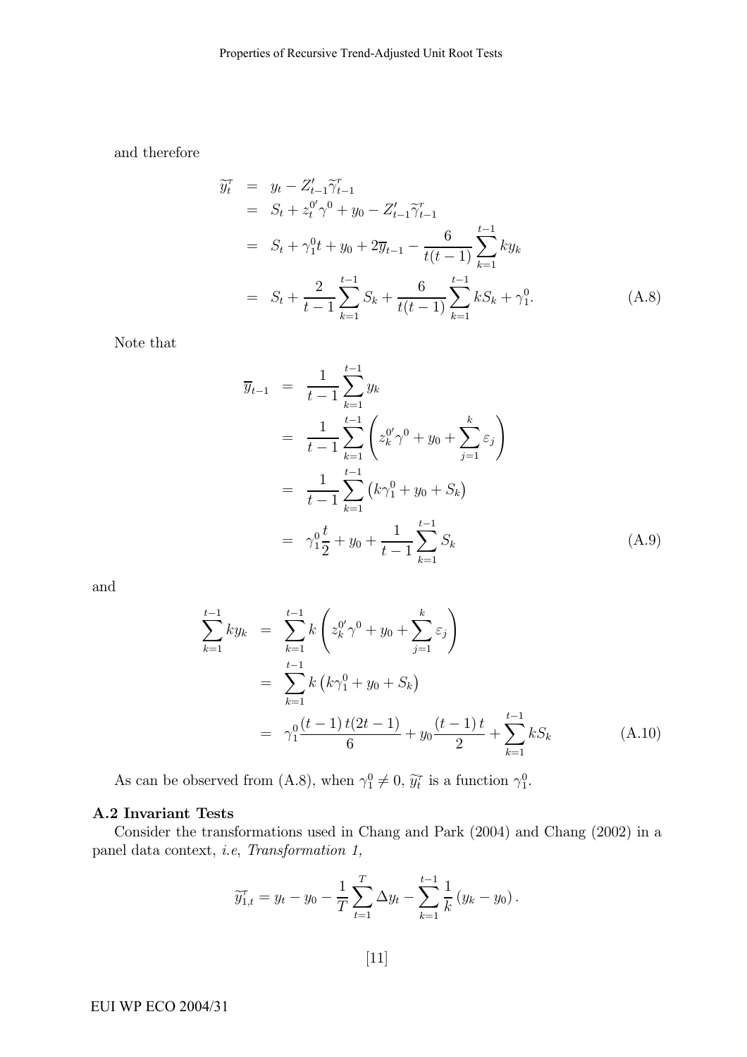and therefore

$$
\begin{aligned}
\widetilde{y}_t^{\tau} &= y_t - Z_{t-1}' \widetilde{\gamma}_{t-1}^{r} \\
&= S_t + z_t^{0'} \gamma^0 + y_0 - Z_{t-1}' \widetilde{\gamma}_{t-1}^{r} \\
&= S_t + \gamma_1^0 t + y_0 + 2\overline{y}_{t-1} - \frac{6}{t(t-1)} \sum_{k=1}^{t-1} k y_k \\
&= S_t + \frac{2}{t-1} \sum_{k=1}^{t-1} S_k + \frac{6}{t(t-1)} \sum_{k=1}^{t-1} k S_k + \gamma_1^0. 
\end{aligned} \tag{A.8}
$$

Note that

$$
\begin{aligned}
\overline{y}_{t-1} &= \frac{1}{t-1} \sum_{k=1}^{t-1} y_k \\
&= \frac{1}{t-1} \sum_{k=1}^{t-1} \left( z_k^{0'} \gamma^0 + y_0 + \sum_{j=1}^{k} \varepsilon_j \right) \\
&= \frac{1}{t-1} \sum_{k=1}^{t-1} \left( k\gamma_1^0 + y_0 + S_k \right) \\
&= \gamma_1^0 \frac{t}{2} + y_0 + \frac{1}{t-1} \sum_{k=1}^{t-1} S_k
\end{aligned} \tag{A.9}
$$

and

$$
\begin{aligned}
\sum_{k=1}^{t-1} k y_k &= \sum_{k=1}^{t-1} k \left( z_k^{0'} \gamma^0 + y_0 + \sum_{j=1}^{k} \varepsilon_j \right) \\
&= \sum_{k=1}^{t-1} k \left( k\gamma_1^0 + y_0 + S_k \right) \\
&= \gamma_1^0 \frac{(t-1)\, t (2t-1)}{6} + y_0 \frac{(t-1)\, t}{2} + \sum_{k=1}^{t-1} k S_k
\end{aligned} \tag{A.10}
$$

As can be observed from (A.8), when $\gamma_1^0 \neq 0$, $\widetilde{y}_t^{\tau}$ is a function $\gamma_1^0$.

**A.2 Invariant Tests**

Consider the transformations used in Chang and Park (2004) and Chang (2002) in a panel data context, *i.e*, *Transformation 1,*

$$
\widetilde{y}_{1,t}^{\tau} = y_t - y_0 - \frac{1}{T} \sum_{t=1}^{T} \Delta y_t - \sum_{k=1}^{t-1} \frac{1}{k} \left( y_k - y_0 \right).
$$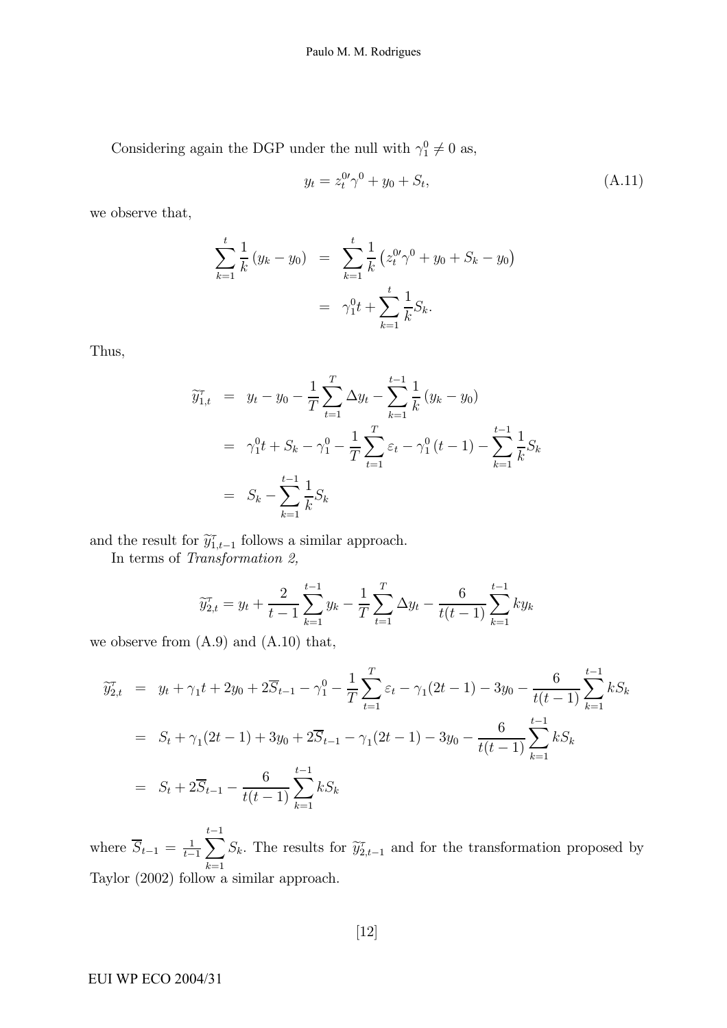Considering again the DGP under the null with $\gamma_1^0 \neq 0$ as,

$$y_t = z_t^{0\prime}\gamma^0 + y_0 + S_t, \tag{A.11}$$

we observe that,

$$\begin{aligned}
\sum_{k=1}^{t} \frac{1}{k}\left(y_k - y_0\right) &= \sum_{k=1}^{t} \frac{1}{k}\left(z_t^{0\prime}\gamma^0 + y_0 + S_k - y_0\right) \\
&= \gamma_1^0 t + \sum_{k=1}^{t} \frac{1}{k} S_k.
\end{aligned}$$

Thus,

$$\begin{aligned}
\widetilde{y}_{1,t}^{\tau} &= y_t - y_0 - \frac{1}{T}\sum_{t=1}^{T} \Delta y_t - \sum_{k=1}^{t-1} \frac{1}{k}\left(y_k - y_0\right) \\
&= \gamma_1^0 t + S_k - \gamma_1^0 - \frac{1}{T}\sum_{t=1}^{T} \varepsilon_t - \gamma_1^0\left(t-1\right) - \sum_{k=1}^{t-1} \frac{1}{k} S_k \\
&= S_k - \sum_{k=1}^{t-1} \frac{1}{k} S_k
\end{aligned}$$

and the result for $\widetilde{y}_{1,t-1}^{\tau}$ follows a similar approach.

In terms of *Transformation 2,*

$$\widetilde{y}_{2,t}^{\tau} = y_t + \frac{2}{t-1}\sum_{k=1}^{t-1} y_k - \frac{1}{T}\sum_{t=1}^{T} \Delta y_t - \frac{6}{t(t-1)}\sum_{k=1}^{t-1} k y_k$$

we observe from (A.9) and (A.10) that,

$$\begin{aligned}
\widetilde{y}_{2,t}^{\tau} &= y_t + \gamma_1 t + 2y_0 + 2\overline{S}_{t-1} - \gamma_1^0 - \frac{1}{T}\sum_{t=1}^{T} \varepsilon_t - \gamma_1(2t-1) - 3y_0 - \frac{6}{t(t-1)}\sum_{k=1}^{t-1} k S_k \\
&= S_t + \gamma_1(2t-1) + 3y_0 + 2\overline{S}_{t-1} - \gamma_1(2t-1) - 3y_0 - \frac{6}{t(t-1)}\sum_{k=1}^{t-1} k S_k \\
&= S_t + 2\overline{S}_{t-1} - \frac{6}{t(t-1)}\sum_{k=1}^{t-1} k S_k
\end{aligned}$$

where $\overline{S}_{t-1} = \frac{1}{t-1}\sum_{k=1}^{t-1} S_k$. The results for $\widetilde{y}_{2,t-1}^{\tau}$ and for the transformation proposed by Taylor (2002) follow a similar approach.